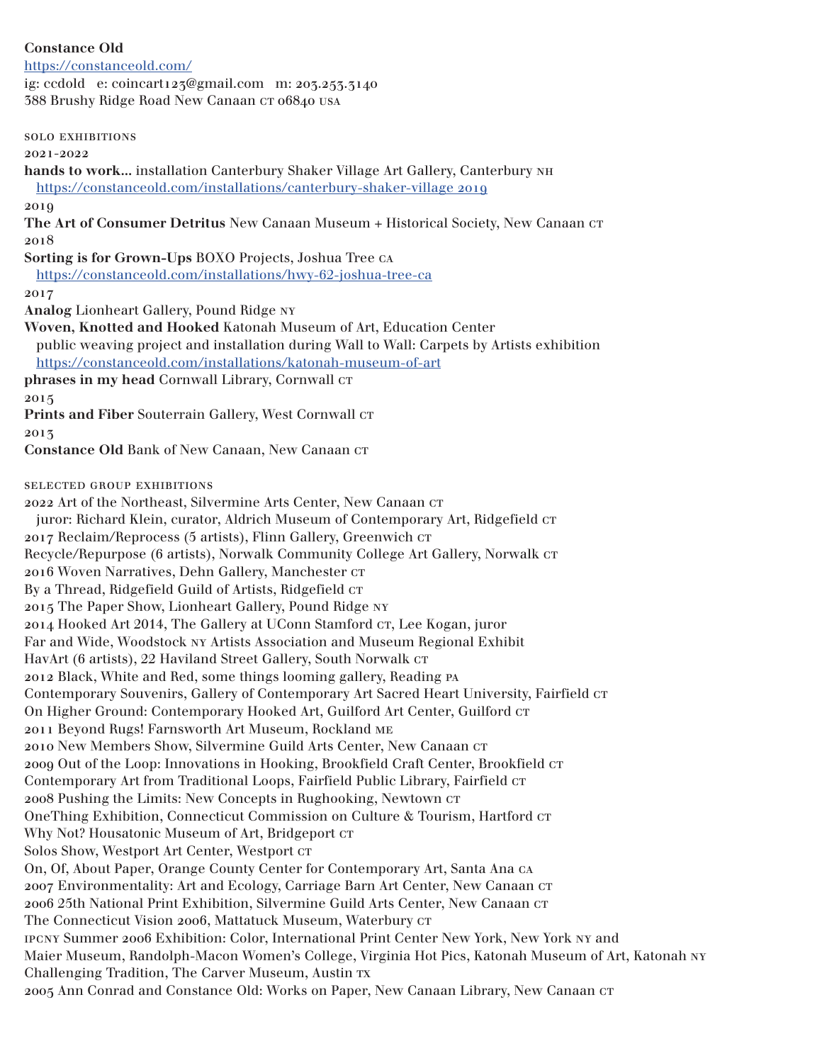**Constance Old**
https://constanceold.com/
ig: ccdold e: coincart123@gmail.com m: 203.253.3140
388 Brushy Ridge Road New Canaan CT 06840 USA

SOLO EXHIBITIONS

2021-2022

**hands to work...** installation Canterbury Shaker Village Art Gallery, Canterbury NH
https://constanceold.com/installations/canterbury-shaker-village 2019

2019

**The Art of Consumer Detritus** New Canaan Museum + Historical Society, New Canaan CT

2018

**Sorting is for Grown-Ups** BOXO Projects, Joshua Tree CA
https://constanceold.com/installations/hwy-62-joshua-tree-ca

2017

**Analog** Lionheart Gallery, Pound Ridge NY

**Woven, Knotted and Hooked** Katonah Museum of Art, Education Center
public weaving project and installation during Wall to Wall: Carpets by Artists exhibition
https://constanceold.com/installations/katonah-museum-of-art

**phrases in my head** Cornwall Library, Cornwall CT

2015

**Prints and Fiber** Souterrain Gallery, West Cornwall CT

2013

**Constance Old** Bank of New Canaan, New Canaan CT

SELECTED GROUP EXHIBITIONS

2022 Art of the Northeast, Silvermine Arts Center, New Canaan CT
juror: Richard Klein, curator, Aldrich Museum of Contemporary Art, Ridgefield CT
2017 Reclaim/Reprocess (5 artists), Flinn Gallery, Greenwich CT
Recycle/Repurpose (6 artists), Norwalk Community College Art Gallery, Norwalk CT
2016 Woven Narratives, Dehn Gallery, Manchester CT
By a Thread, Ridgefield Guild of Artists, Ridgefield CT
2015 The Paper Show, Lionheart Gallery, Pound Ridge NY
2014 Hooked Art 2014, The Gallery at UConn Stamford CT, Lee Kogan, juror
Far and Wide, Woodstock NY Artists Association and Museum Regional Exhibit
HavArt (6 artists), 22 Haviland Street Gallery, South Norwalk CT
2012 Black, White and Red, some things looming gallery, Reading PA
Contemporary Souvenirs, Gallery of Contemporary Art Sacred Heart University, Fairfield CT
On Higher Ground: Contemporary Hooked Art, Guilford Art Center, Guilford CT
2011 Beyond Rugs! Farnsworth Art Museum, Rockland ME
2010 New Members Show, Silvermine Guild Arts Center, New Canaan CT
2009 Out of the Loop: Innovations in Hooking, Brookfield Craft Center, Brookfield CT
Contemporary Art from Traditional Loops, Fairfield Public Library, Fairfield CT
2008 Pushing the Limits: New Concepts in Rughooking, Newtown CT
OneThing Exhibition, Connecticut Commission on Culture & Tourism, Hartford CT
Why Not? Housatonic Museum of Art, Bridgeport CT
Solos Show, Westport Art Center, Westport CT
On, Of, About Paper, Orange County Center for Contemporary Art, Santa Ana CA
2007 Environmentality: Art and Ecology, Carriage Barn Art Center, New Canaan CT
2006 25th National Print Exhibition, Silvermine Guild Arts Center, New Canaan CT
The Connecticut Vision 2006, Mattatuck Museum, Waterbury CT
IPCNY Summer 2006 Exhibition: Color, International Print Center New York, New York NY and
Maier Museum, Randolph-Macon Women's College, Virginia Hot Pics, Katonah Museum of Art, Katonah NY
Challenging Tradition, The Carver Museum, Austin TX
2005 Ann Conrad and Constance Old: Works on Paper, New Canaan Library, New Canaan CT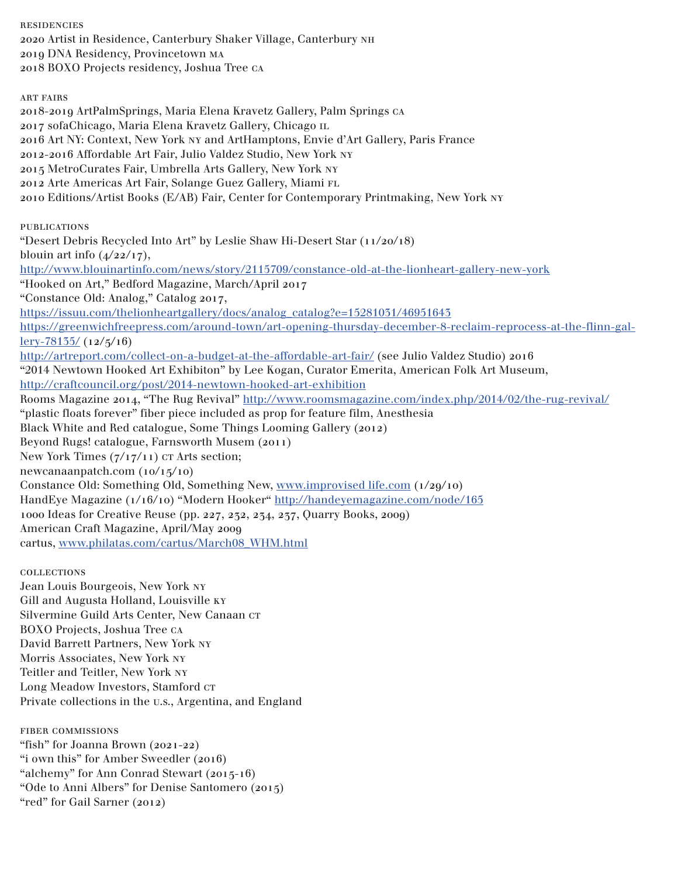## RESIDENCIES

2020 Artist in Residence, Canterbury Shaker Village, Canterbury NH
2019 DNA Residency, Provincetown MA
2018 BOXO Projects residency, Joshua Tree CA

## ART FAIRS

2018-2019 ArtPalmSprings, Maria Elena Kravetz Gallery, Palm Springs CA
2017 sofaChicago, Maria Elena Kravetz Gallery, Chicago IL
2016 Art NY: Context, New York NY and ArtHamptons, Envie d'Art Gallery, Paris France
2012-2016 Affordable Art Fair, Julio Valdez Studio, New York NY
2015 MetroCurates Fair, Umbrella Arts Gallery, New York NY
2012 Arte Americas Art Fair, Solange Guez Gallery, Miami FL
2010 Editions/Artist Books (E/AB) Fair, Center for Contemporary Printmaking, New York NY

## PUBLICATIONS

"Desert Debris Recycled Into Art" by Leslie Shaw Hi-Desert Star (11/20/18)
blouin art info (4/22/17),
http://www.blouinartinfo.com/news/story/2115709/constance-old-at-the-lionheart-gallery-new-york
"Hooked on Art," Bedford Magazine, March/April 2017
"Constance Old: Analog," Catalog 2017,
https://issuu.com/thelionheartgallery/docs/analog_catalog?e=15281031/46951643
https://greenwichfreepress.com/around-town/art-opening-thursday-december-8-reclaim-reprocess-at-the-flinn-gallery-78135/ (12/5/16)
http://artreport.com/collect-on-a-budget-at-the-affordable-art-fair/ (see Julio Valdez Studio) 2016
"2014 Newtown Hooked Art Exhibiton" by Lee Kogan, Curator Emerita, American Folk Art Museum,
http://craftcouncil.org/post/2014-newtown-hooked-art-exhibition
Rooms Magazine 2014, "The Rug Revival" http://www.roomsmagazine.com/index.php/2014/02/the-rug-revival/
"plastic floats forever" fiber piece included as prop for feature film, Anesthesia
Black White and Red catalogue, Some Things Looming Gallery (2012)
Beyond Rugs! catalogue, Farnsworth Musem (2011)
New York Times (7/17/11) CT Arts section;
newcanaanpatch.com (10/15/10)
Constance Old: Something Old, Something New, www.improvised life.com (1/29/10)
HandEye Magazine (1/16/10) "Modern Hooker" http://handeyemagazine.com/node/165
1000 Ideas for Creative Reuse (pp. 227, 232, 234, 237, Quarry Books, 2009)
American Craft Magazine, April/May 2009
cartus, www.philatas.com/cartus/March08_WHM.html

## COLLECTIONS

Jean Louis Bourgeois, New York NY
Gill and Augusta Holland, Louisville KY
Silvermine Guild Arts Center, New Canaan CT
BOXO Projects, Joshua Tree CA
David Barrett Partners, New York NY
Morris Associates, New York NY
Teitler and Teitler, New York NY
Long Meadow Investors, Stamford CT
Private collections in the U.S., Argentina, and England

## FIBER COMMISSIONS

"fish" for Joanna Brown (2021-22)
"i own this" for Amber Sweedler (2016)
"alchemy" for Ann Conrad Stewart (2015-16)
"Ode to Anni Albers" for Denise Santomero (2015)
"red" for Gail Sarner (2012)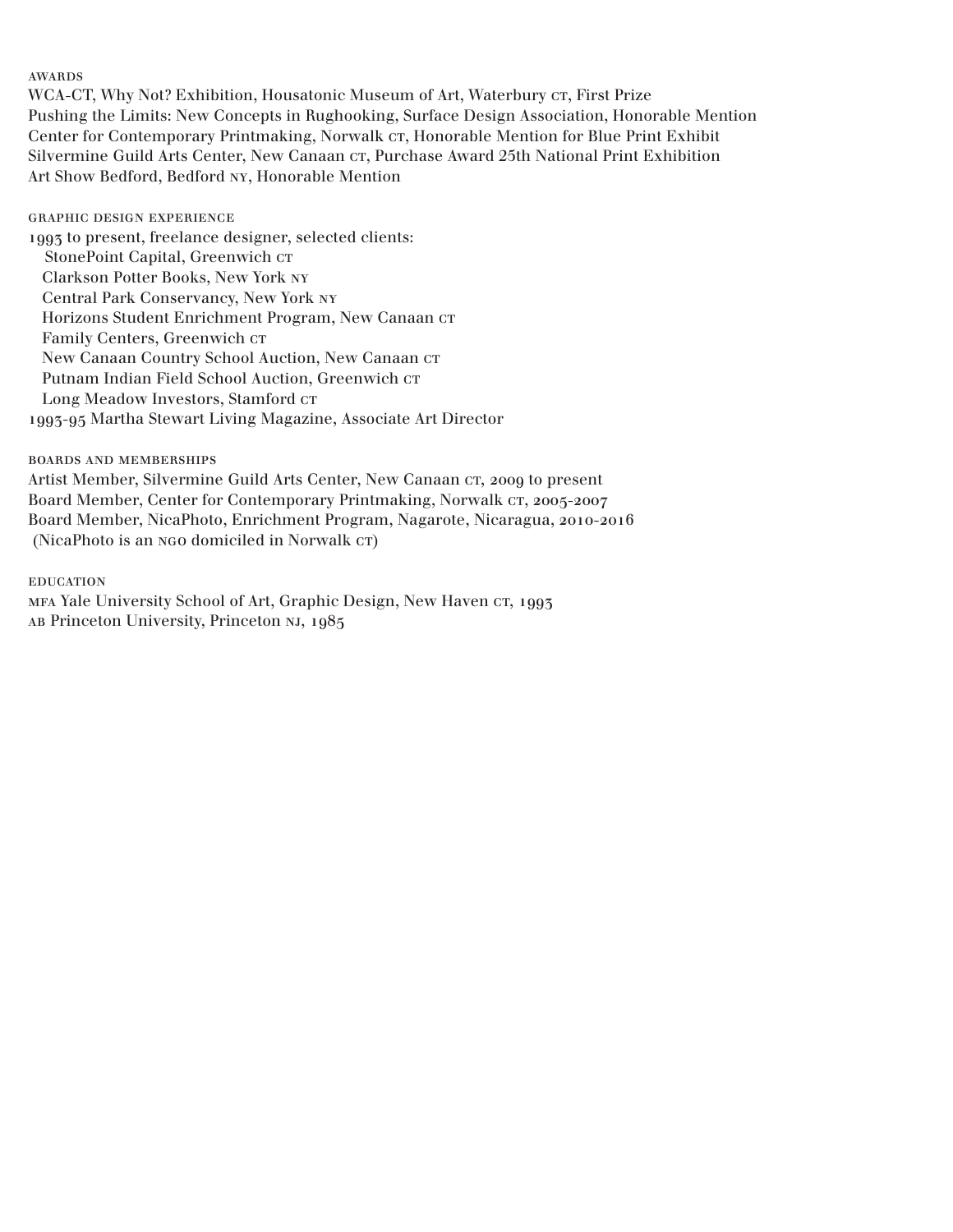## AWARDS

WCA-CT, Why Not? Exhibition, Housatonic Museum of Art, Waterbury CT, First Prize
Pushing the Limits: New Concepts in Rughooking, Surface Design Association, Honorable Mention
Center for Contemporary Printmaking, Norwalk CT, Honorable Mention for Blue Print Exhibit
Silvermine Guild Arts Center, New Canaan CT, Purchase Award 25th National Print Exhibition
Art Show Bedford, Bedford NY, Honorable Mention

## GRAPHIC DESIGN EXPERIENCE

1993 to present, freelance designer, selected clients:
- StonePoint Capital, Greenwich CT
- Clarkson Potter Books, New York NY
- Central Park Conservancy, New York NY
- Horizons Student Enrichment Program, New Canaan CT
- Family Centers, Greenwich CT
- New Canaan Country School Auction, New Canaan CT
- Putnam Indian Field School Auction, Greenwich CT
- Long Meadow Investors, Stamford CT

1993-95 Martha Stewart Living Magazine, Associate Art Director

## BOARDS AND MEMBERSHIPS

Artist Member, Silvermine Guild Arts Center, New Canaan CT, 2009 to present
Board Member, Center for Contemporary Printmaking, Norwalk CT, 2005-2007
Board Member, NicaPhoto, Enrichment Program, Nagarote, Nicaragua, 2010-2016
(NicaPhoto is an NGO domiciled in Norwalk CT)

## EDUCATION

MFA Yale University School of Art, Graphic Design, New Haven CT, 1993
AB Princeton University, Princeton NJ, 1985